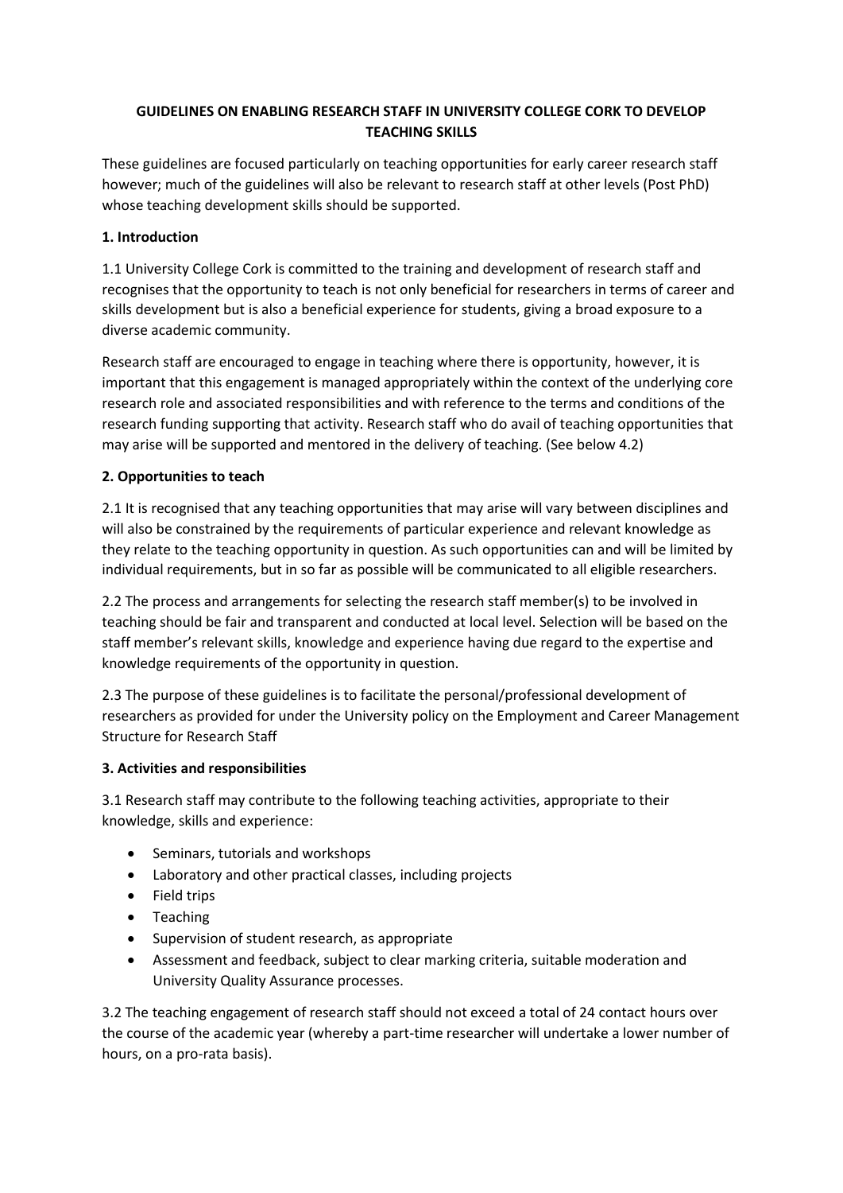**GUIDELINES ON ENABLING RESEARCH STAFF IN UNIVERSITY COLLEGE CORK TO DEVELOP TEACHING SKILLS**

These guidelines are focused particularly on teaching opportunities for early career research staff however; much of the guidelines will also be relevant to research staff at other levels (Post PhD) whose teaching development skills should be supported.

**1. Introduction**

1.1 University College Cork is committed to the training and development of research staff and recognises that the opportunity to teach is not only beneficial for researchers in terms of career and skills development but is also a beneficial experience for students, giving a broad exposure to a diverse academic community.

Research staff are encouraged to engage in teaching where there is opportunity, however, it is important that this engagement is managed appropriately within the context of the underlying core research role and associated responsibilities and with reference to the terms and conditions of the research funding supporting that activity. Research staff who do avail of teaching opportunities that may arise will be supported and mentored in the delivery of teaching. (See below 4.2)

**2. Opportunities to teach**

2.1 It is recognised that any teaching opportunities that may arise will vary between disciplines and will also be constrained by the requirements of particular experience and relevant knowledge as they relate to the teaching opportunity in question. As such opportunities can and will be limited by individual requirements, but in so far as possible will be communicated to all eligible researchers.

2.2 The process and arrangements for selecting the research staff member(s) to be involved in teaching should be fair and transparent and conducted at local level. Selection will be based on the staff member's relevant skills, knowledge and experience having due regard to the expertise and knowledge requirements of the opportunity in question.

2.3 The purpose of these guidelines is to facilitate the personal/professional development of researchers as provided for under the University policy on the Employment and Career Management Structure for Research Staff

**3. Activities and responsibilities**

3.1 Research staff may contribute to the following teaching activities, appropriate to their knowledge, skills and experience:

- Seminars, tutorials and workshops
- Laboratory and other practical classes, including projects
- Field trips
- Teaching
- Supervision of student research, as appropriate
- Assessment and feedback, subject to clear marking criteria, suitable moderation and University Quality Assurance processes.

3.2 The teaching engagement of research staff should not exceed a total of 24 contact hours over the course of the academic year (whereby a part-time researcher will undertake a lower number of hours, on a pro-rata basis).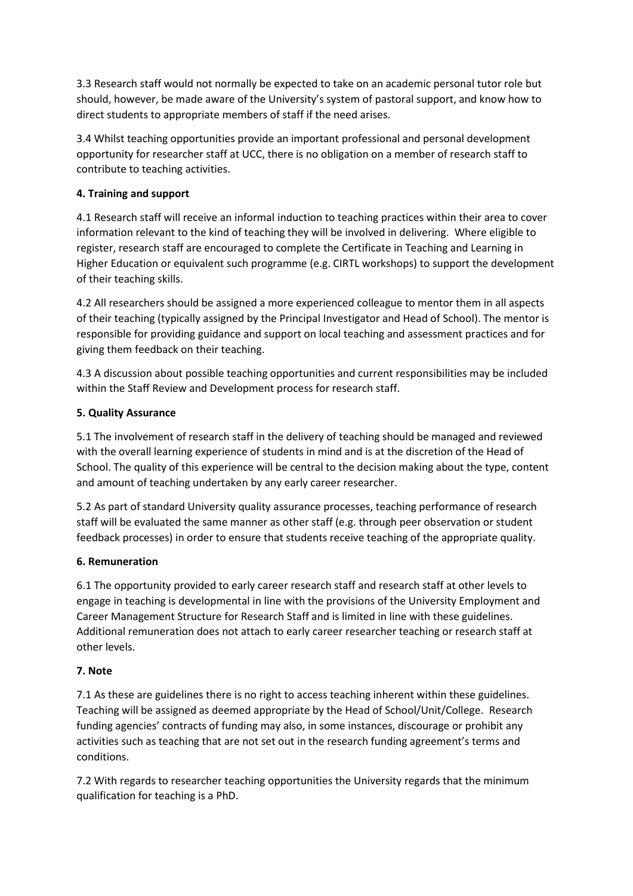3.3 Research staff would not normally be expected to take on an academic personal tutor role but should, however, be made aware of the University's system of pastoral support, and know how to direct students to appropriate members of staff if the need arises.

3.4 Whilst teaching opportunities provide an important professional and personal development opportunity for researcher staff at UCC, there is no obligation on a member of research staff to contribute to teaching activities.

**4. Training and support**

4.1 Research staff will receive an informal induction to teaching practices within their area to cover information relevant to the kind of teaching they will be involved in delivering. Where eligible to register, research staff are encouraged to complete the Certificate in Teaching and Learning in Higher Education or equivalent such programme (e.g. CIRTL workshops) to support the development of their teaching skills.

4.2 All researchers should be assigned a more experienced colleague to mentor them in all aspects of their teaching (typically assigned by the Principal Investigator and Head of School). The mentor is responsible for providing guidance and support on local teaching and assessment practices and for giving them feedback on their teaching.

4.3 A discussion about possible teaching opportunities and current responsibilities may be included within the Staff Review and Development process for research staff.

**5. Quality Assurance**

5.1 The involvement of research staff in the delivery of teaching should be managed and reviewed with the overall learning experience of students in mind and is at the discretion of the Head of School. The quality of this experience will be central to the decision making about the type, content and amount of teaching undertaken by any early career researcher.

5.2 As part of standard University quality assurance processes, teaching performance of research staff will be evaluated the same manner as other staff (e.g. through peer observation or student feedback processes) in order to ensure that students receive teaching of the appropriate quality.

**6. Remuneration**

6.1 The opportunity provided to early career research staff and research staff at other levels to engage in teaching is developmental in line with the provisions of the University Employment and Career Management Structure for Research Staff and is limited in line with these guidelines. Additional remuneration does not attach to early career researcher teaching or research staff at other levels.

**7. Note**

7.1 As these are guidelines there is no right to access teaching inherent within these guidelines. Teaching will be assigned as deemed appropriate by the Head of School/Unit/College. Research funding agencies' contracts of funding may also, in some instances, discourage or prohibit any activities such as teaching that are not set out in the research funding agreement's terms and conditions.

7.2 With regards to researcher teaching opportunities the University regards that the minimum qualification for teaching is a PhD.